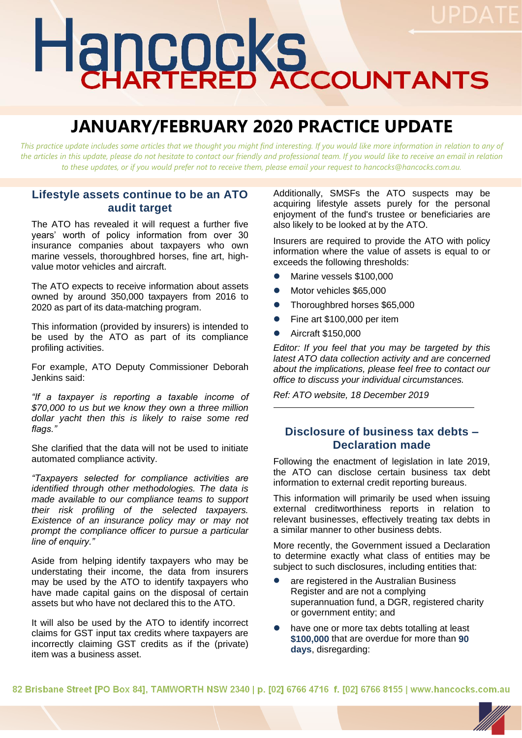# Hancocks CHARTERED ACCOUNTANTS

UPDATE

# JANUARY/FEBRUARY 2020 PRACTICE UPDATE

*This practice update includes some articles that we thought you might find interesting. If you would like more information in relation to any of the articles in this update, please do not hesitate to contact our friendly and professional team. If you would like to receive an email in relation to these updates, or if you would prefer not to receive them, please email your request to hancocks@hancocks.com.au.*

## Lifestyle assets continue to be an ATO audit target

The ATO has revealed it will request a further five years' worth of policy information from over 30 insurance companies about taxpayers who own marine vessels, thoroughbred horses, fine art, high-value motor vehicles and aircraft.

The ATO expects to receive information about assets owned by around 350,000 taxpayers from 2016 to 2020 as part of its data-matching program.

This information (provided by insurers) is intended to be used by the ATO as part of its compliance profiling activities.

For example, ATO Deputy Commissioner Deborah Jenkins said:

*"If a taxpayer is reporting a taxable income of $70,000 to us but we know they own a three million dollar yacht then this is likely to raise some red flags."*

She clarified that the data will not be used to initiate automated compliance activity.

*"Taxpayers selected for compliance activities are identified through other methodologies. The data is made available to our compliance teams to support their risk profiling of the selected taxpayers. Existence of an insurance policy may or may not prompt the compliance officer to pursue a particular line of enquiry."*

Aside from helping identify taxpayers who may be understating their income, the data from insurers may be used by the ATO to identify taxpayers who have made capital gains on the disposal of certain assets but who have not declared this to the ATO.

It will also be used by the ATO to identify incorrect claims for GST input tax credits where taxpayers are incorrectly claiming GST credits as if the (private) item was a business asset.

Additionally, SMSFs the ATO suspects may be acquiring lifestyle assets purely for the personal enjoyment of the fund's trustee or beneficiaries are also likely to be looked at by the ATO.

Insurers are required to provide the ATO with policy information where the value of assets is equal to or exceeds the following thresholds:

- Marine vessels $100,000
- Motor vehicles $65,000
- Thoroughbred horses $65,000
- Fine art $100,000 per item
- Aircraft $150,000

*Editor: If you feel that you may be targeted by this latest ATO data collection activity and are concerned about the implications, please feel free to contact our office to discuss your individual circumstances.*

*Ref: ATO website, 18 December 2019*

## Disclosure of business tax debts – Declaration made

Following the enactment of legislation in late 2019, the ATO can disclose certain business tax debt information to external credit reporting bureaus.

This information will primarily be used when issuing external creditworthiness reports in relation to relevant businesses, effectively treating tax debts in a similar manner to other business debts.

More recently, the Government issued a Declaration to determine exactly what class of entities may be subject to such disclosures, including entities that:

- are registered in the Australian Business Register and are not a complying superannuation fund, a DGR, registered charity or government entity; and
- have one or more tax debts totalling at least **$100,000** that are overdue for more than **90 days**, disregarding: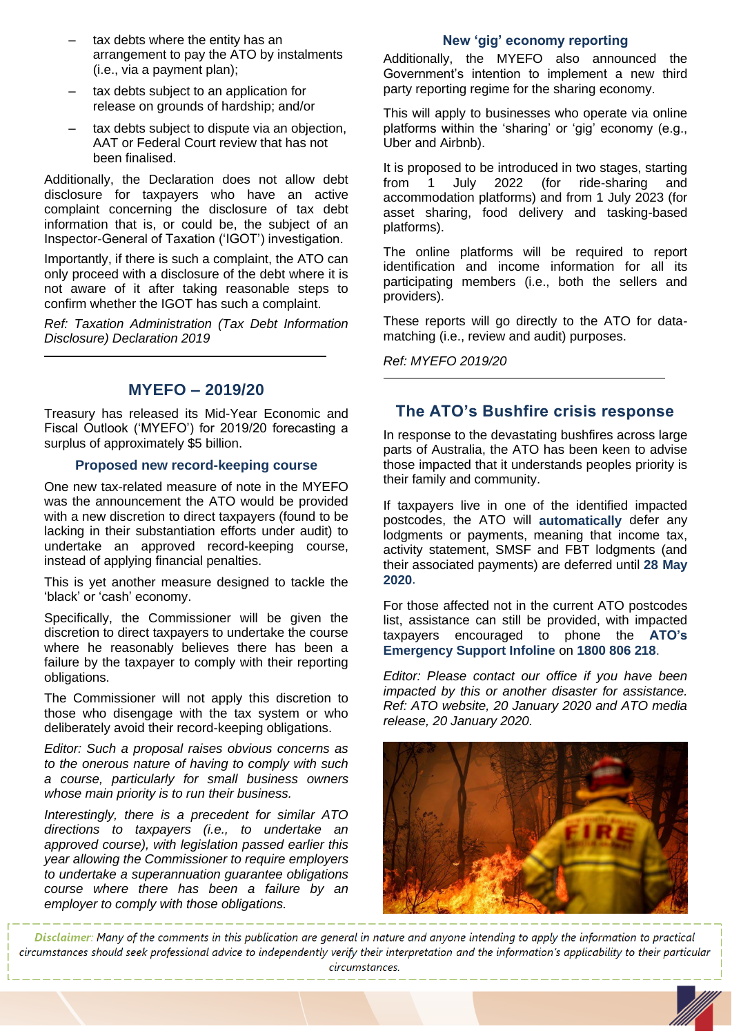- tax debts where the entity has an arrangement to pay the ATO by instalments (i.e., via a payment plan);
- tax debts subject to an application for release on grounds of hardship; and/or
- tax debts subject to dispute via an objection, AAT or Federal Court review that has not been finalised.

Additionally, the Declaration does not allow debt disclosure for taxpayers who have an active complaint concerning the disclosure of tax debt information that is, or could be, the subject of an Inspector-General of Taxation ('IGOT') investigation.

Importantly, if there is such a complaint, the ATO can only proceed with a disclosure of the debt where it is not aware of it after taking reasonable steps to confirm whether the IGOT has such a complaint.

*Ref: Taxation Administration (Tax Debt Information Disclosure) Declaration 2019*

## MYEFO – 2019/20

Treasury has released its Mid-Year Economic and Fiscal Outlook ('MYEFO') for 2019/20 forecasting a surplus of approximately $5 billion.

### Proposed new record-keeping course

One new tax-related measure of note in the MYEFO was the announcement the ATO would be provided with a new discretion to direct taxpayers (found to be lacking in their substantiation efforts under audit) to undertake an approved record-keeping course, instead of applying financial penalties.

This is yet another measure designed to tackle the 'black' or 'cash' economy.

Specifically, the Commissioner will be given the discretion to direct taxpayers to undertake the course where he reasonably believes there has been a failure by the taxpayer to comply with their reporting obligations.

The Commissioner will not apply this discretion to those who disengage with the tax system or who deliberately avoid their record-keeping obligations.

*Editor: Such a proposal raises obvious concerns as to the onerous nature of having to comply with such a course, particularly for small business owners whose main priority is to run their business.*

*Interestingly, there is a precedent for similar ATO directions to taxpayers (i.e., to undertake an approved course), with legislation passed earlier this year allowing the Commissioner to require employers to undertake a superannuation guarantee obligations course where there has been a failure by an employer to comply with those obligations.*

### New 'gig' economy reporting

Additionally, the MYEFO also announced the Government's intention to implement a new third party reporting regime for the sharing economy.

This will apply to businesses who operate via online platforms within the 'sharing' or 'gig' economy (e.g., Uber and Airbnb).

It is proposed to be introduced in two stages, starting from 1 July 2022 (for ride-sharing and accommodation platforms) and from 1 July 2023 (for asset sharing, food delivery and tasking-based platforms).

The online platforms will be required to report identification and income information for all its participating members (i.e., both the sellers and providers).

These reports will go directly to the ATO for data-matching (i.e., review and audit) purposes.

*Ref: MYEFO 2019/20*

## The ATO's Bushfire crisis response

In response to the devastating bushfires across large parts of Australia, the ATO has been keen to advise those impacted that it understands peoples priority is their family and community.

If taxpayers live in one of the identified impacted postcodes, the ATO will **automatically** defer any lodgments or payments, meaning that income tax, activity statement, SMSF and FBT lodgments (and their associated payments) are deferred until **28 May 2020**.

For those affected not in the current ATO postcodes list, assistance can still be provided, with impacted taxpayers encouraged to phone the **ATO's Emergency Support Infoline** on **1800 806 218**.

*Editor: Please contact our office if you have been impacted by this or another disaster for assistance. Ref: ATO website, 20 January 2020 and ATO media release, 20 January 2020.*

*Disclaimer: Many of the comments in this publication are general in nature and anyone intending to apply the information to practical circumstances should seek professional advice to independently verify their interpretation and the information's applicability to their particular circumstances.*